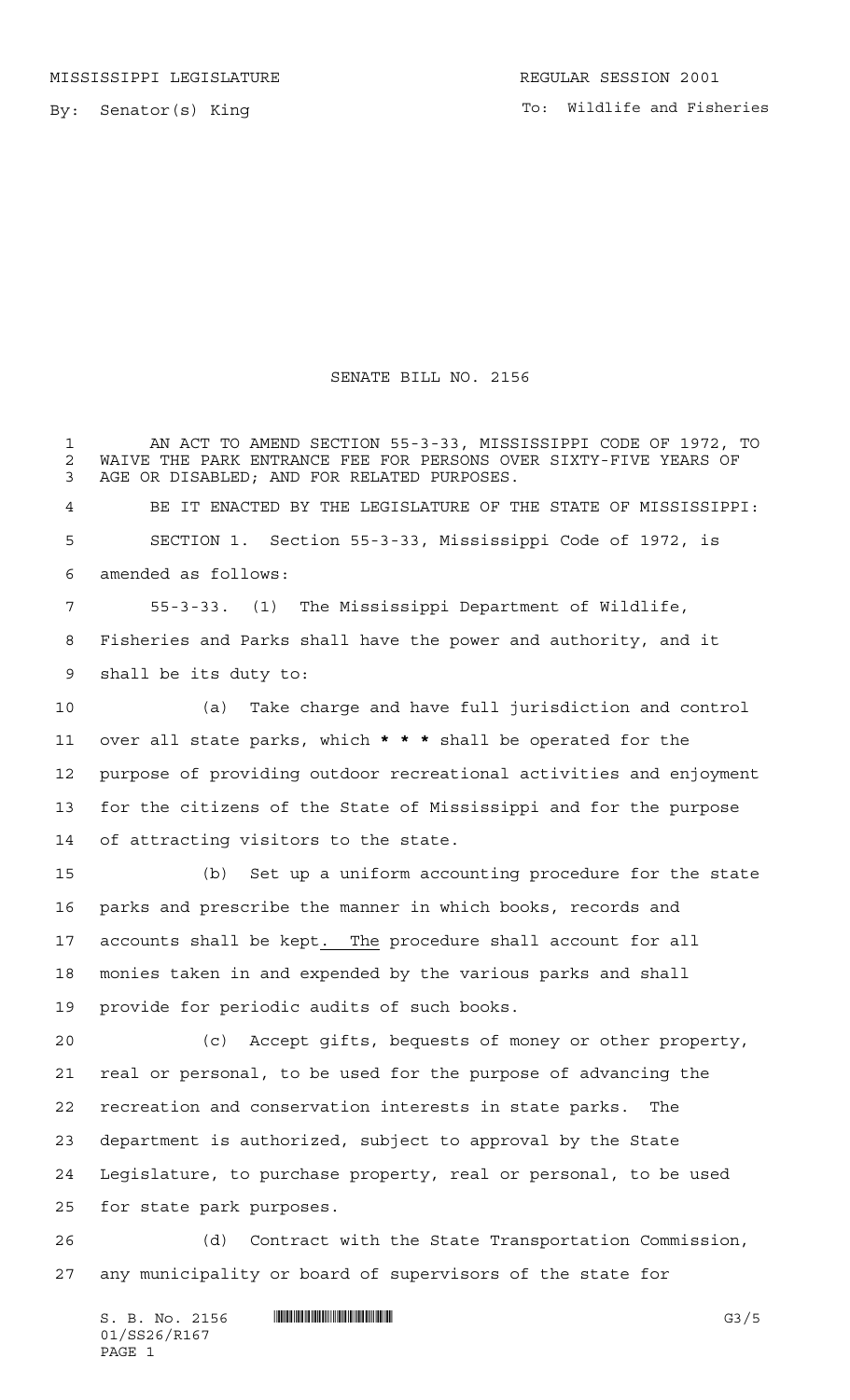MISSISSIPPI LEGISLATURE REGULAR SESSION 2001

By: Senator(s) King

To: Wildlife and Fisheries

# SENATE BILL NO. 2156

AN ACT TO AMEND SECTION 55-3-33, MISSISSIPPI CODE OF 1972, TO WAIVE THE PARK ENTRANCE FEE FOR PERSONS OVER SIXTY-FIVE YEARS OF AGE OR DISABLED; AND FOR RELATED PURPOSES.

BE IT ENACTED BY THE LEGISLATURE OF THE STATE OF MISSISSIPPI:

SECTION 1. Section 55-3-33, Mississippi Code of 1972, is amended as follows:

55-3-33. (1) The Mississippi Department of Wildlife, Fisheries and Parks shall have the power and authority, and it shall be its duty to:

(a) Take charge and have full jurisdiction and control over all state parks, which * * * shall be operated for the purpose of providing outdoor recreational activities and enjoyment for the citizens of the State of Mississippi and for the purpose of attracting visitors to the state.

(b) Set up a uniform accounting procedure for the state parks and prescribe the manner in which books, records and accounts shall be kept. The procedure shall account for all monies taken in and expended by the various parks and shall provide for periodic audits of such books.

(c) Accept gifts, bequests of money or other property, real or personal, to be used for the purpose of advancing the recreation and conservation interests in state parks. The department is authorized, subject to approval by the State Legislature, to purchase property, real or personal, to be used for state park purposes.

(d) Contract with the State Transportation Commission, any municipality or board of supervisors of the state for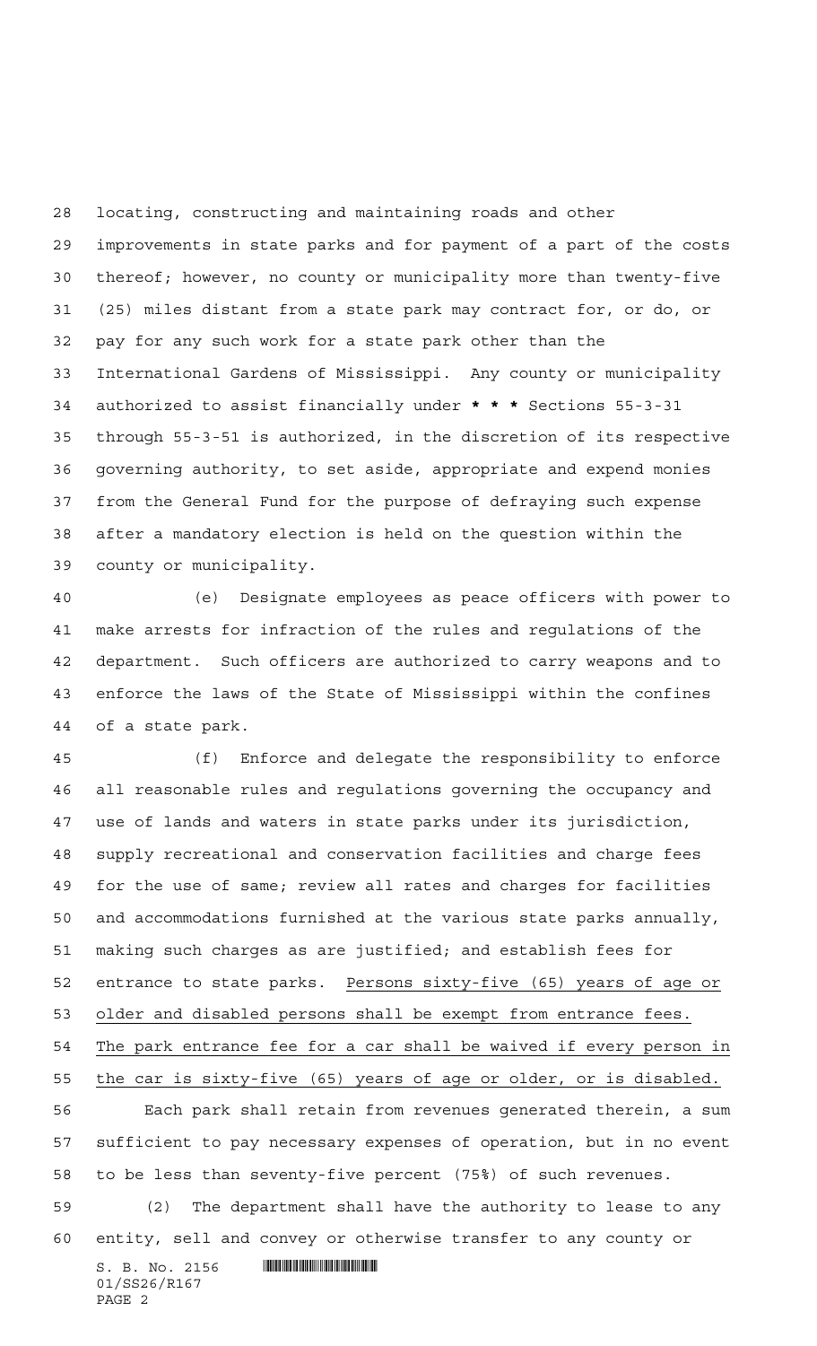locating, constructing and maintaining roads and other improvements in state parks and for payment of a part of the costs thereof; however, no county or municipality more than twenty-five (25) miles distant from a state park may contract for, or do, or pay for any such work for a state park other than the International Gardens of Mississippi. Any county or municipality authorized to assist financially under * * * Sections 55-3-31 through 55-3-51 is authorized, in the discretion of its respective governing authority, to set aside, appropriate and expend monies from the General Fund for the purpose of defraying such expense after a mandatory election is held on the question within the county or municipality.

(e) Designate employees as peace officers with power to make arrests for infraction of the rules and regulations of the department. Such officers are authorized to carry weapons and to enforce the laws of the State of Mississippi within the confines of a state park.

(f) Enforce and delegate the responsibility to enforce all reasonable rules and regulations governing the occupancy and use of lands and waters in state parks under its jurisdiction, supply recreational and conservation facilities and charge fees for the use of same; review all rates and charges for facilities and accommodations furnished at the various state parks annually, making such charges as are justified; and establish fees for entrance to state parks. Persons sixty-five (65) years of age or older and disabled persons shall be exempt from entrance fees. The park entrance fee for a car shall be waived if every person in the car is sixty-five (65) years of age or older, or is disabled.

Each park shall retain from revenues generated therein, a sum sufficient to pay necessary expenses of operation, but in no event to be less than seventy-five percent (75%) of such revenues.

(2) The department shall have the authority to lease to any entity, sell and convey or otherwise transfer to any county or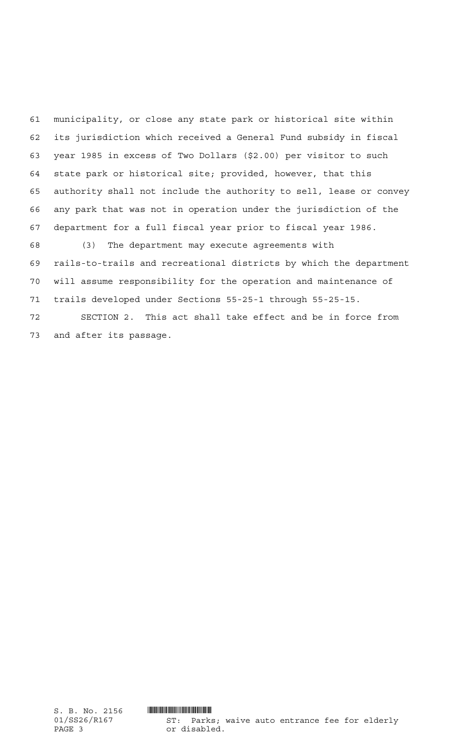municipality, or close any state park or historical site within its jurisdiction which received a General Fund subsidy in fiscal year 1985 in excess of Two Dollars ($2.00) per visitor to such state park or historical site; provided, however, that this authority shall not include the authority to sell, lease or convey any park that was not in operation under the jurisdiction of the department for a full fiscal year prior to fiscal year 1986.

(3) The department may execute agreements with rails-to-trails and recreational districts by which the department will assume responsibility for the operation and maintenance of trails developed under Sections 55-25-1 through 55-25-15.

SECTION 2. This act shall take effect and be in force from and after its passage.